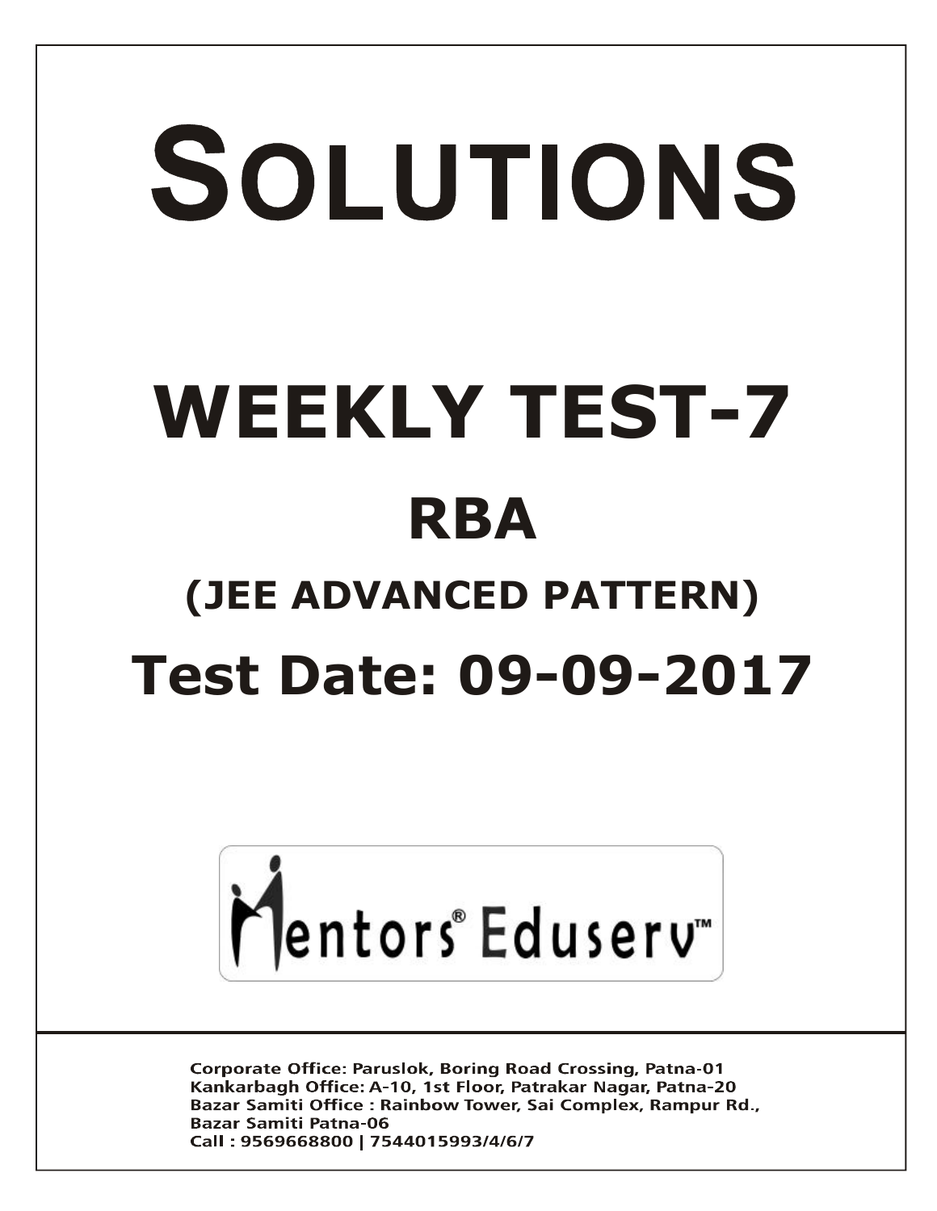# SOLUTIONS

# WEEKLY TEST-7

## RBA

### (JEE ADVANCED PATTERN)

## Test Date: 09-09-2017

Mentors® Eduserv™

Corporate Office: Paruslok, Boring Road Crossing, Patna-01
Kankarbagh Office: A-10, 1st Floor, Patrakar Nagar, Patna-20
Bazar Samiti Office : Rainbow Tower, Sai Complex, Rampur Rd., Bazar Samiti Patna-06
Call : 9569668800 | 7544015993/4/6/7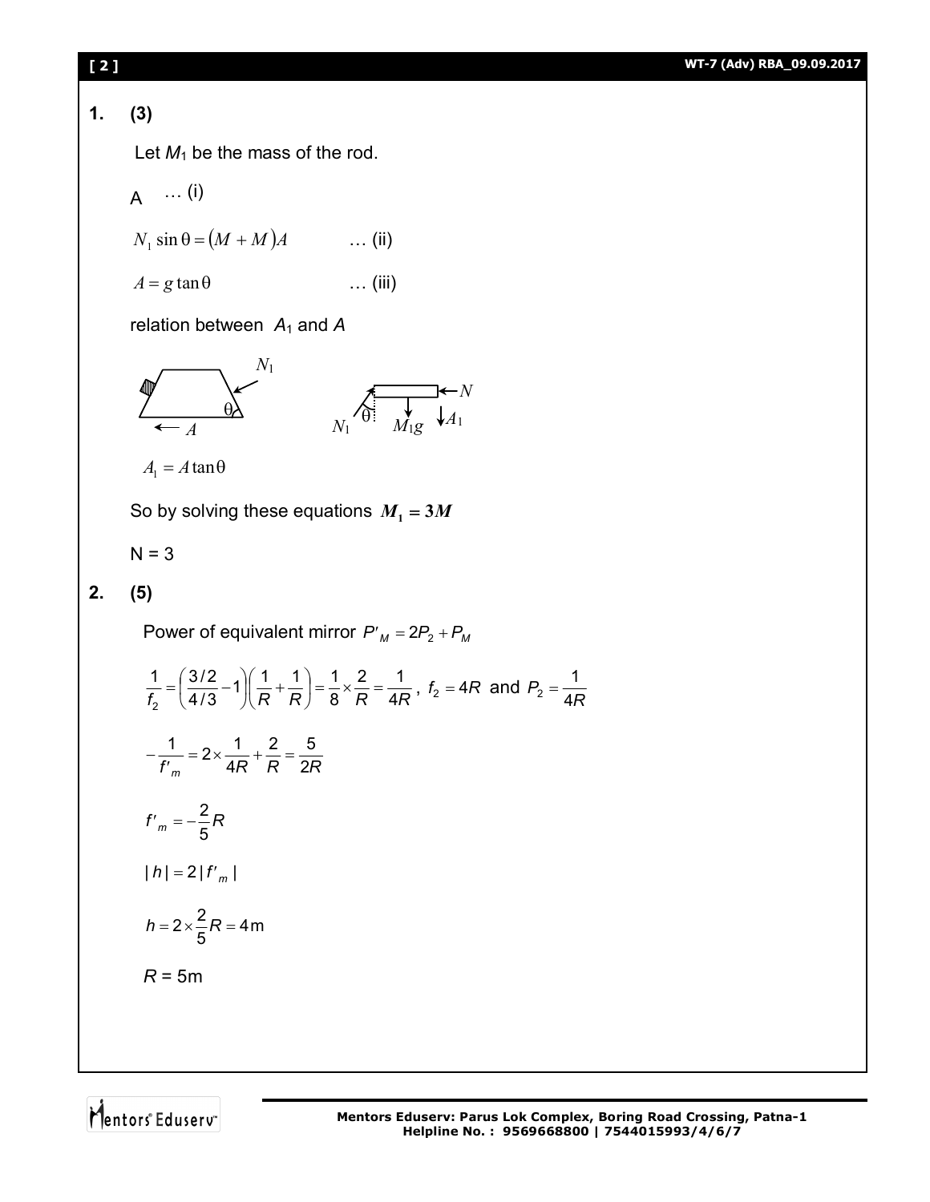**1. (3)**

Let $M_1$ be the mass of the rod.

A … (i)

$N_1 \sin\theta = (M + M)A$ … (ii)

$A = g\tan\theta$ … (iii)

relation between $A_1$ and $A$

$A_1 = A\tan\theta$

So by solving these equations $\boldsymbol{M_1 = 3M}$

N = 3

**2. (5)**

Power of equivalent mirror $P'_M = 2P_2 + P_M$

$$\frac{1}{f_2} = \left(\frac{3/2}{4/3} - 1\right)\left(\frac{1}{R} + \frac{1}{R}\right) = \frac{1}{8} \times \frac{2}{R} = \frac{1}{4R}, \; f_2 = 4R \text{ and } P_2 = \frac{1}{4R}$$

$$-\frac{1}{f'_m} = 2 \times \frac{1}{4R} + \frac{2}{R} = \frac{5}{2R}$$

$$f'_m = -\frac{2}{5}R$$

$$|h| = 2|f'_m|$$

$$h = 2 \times \frac{2}{5}R = 4\text{m}$$

$R$ = 5m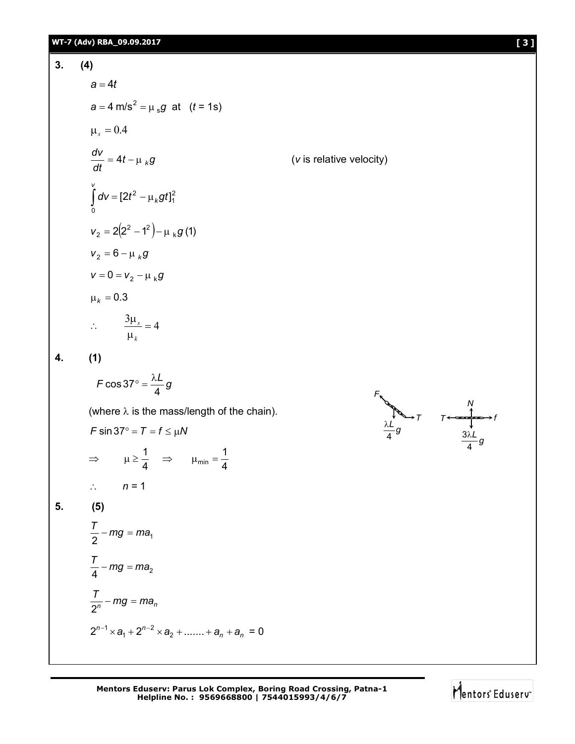**3. (4)**

$$a = 4t$$

$$a = 4 \text{ m/s}^2 = \mu_s g \text{ at } (t = 1\text{s})$$

$$\mu_s = 0.4$$

$$\frac{dv}{dt} = 4t - \mu_k g \qquad (v \text{ is relative velocity})$$

$$\int_0^v dv = [2t^2 - \mu_k g t]_1^2$$

$$v_2 = 2(2^2 - 1^2) - \mu_k g(1)$$

$$v_2 = 6 - \mu_k g$$

$$v = 0 = v_2 - \mu_k g$$

$$\mu_k = 0.3$$

$$\therefore \quad \frac{3\mu_s}{\mu_k} = 4$$

**4. (1)**

$$F\cos 37^\circ = \frac{\lambda L}{4} g$$

(where $\lambda$ is the mass/length of the chain).

$$F\sin 37^\circ = T = f \le \mu N$$

$$\Rightarrow \quad \mu \ge \frac{1}{4} \quad \Rightarrow \quad \mu_{\min} = \frac{1}{4}$$

$$\therefore \quad n = 1$$

**5. (5)**

$$\frac{T}{2} - mg = ma_1$$

$$\frac{T}{4} - mg = ma_2$$

$$\frac{T}{2^n} - mg = ma_n$$

$$2^{n-1} \times a_1 + 2^{n-2} \times a_2 + ....... + a_n + a_n = 0$$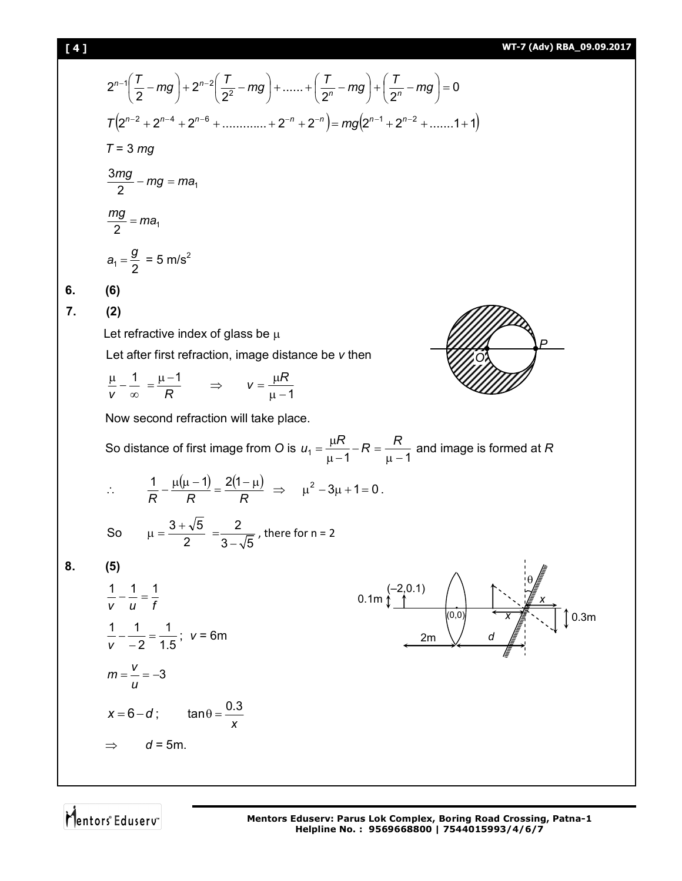$$2^{n-1}\left(\frac{T}{2}-mg\right)+2^{n-2}\left(\frac{T}{2^2}-mg\right)+......+\left(\frac{T}{2^n}-mg\right)+\left(\frac{T}{2^n}-mg\right)=0$$

$$T\left(2^{n-2}+2^{n-4}+2^{n-6}+............+2^{-n}+2^{-n}\right)=mg\left(2^{n-1}+2^{n-2}+.......1+1\right)$$

$T = 3\,mg$

$$\frac{3mg}{2}-mg=ma_1$$

$$\frac{mg}{2}=ma_1$$

$$a_1=\frac{g}{2} = 5\text{ m/s}^2$$

**6. (6)**

**7. (2)**

Let refractive index of glass be $\mu$

Let after first refraction, image distance be $v$ then

$$\frac{\mu}{v}-\frac{1}{\infty}=\frac{\mu-1}{R} \qquad \Rightarrow \qquad v=\frac{\mu R}{\mu-1}$$

Now second refraction will take place.

So distance of first image from $O$ is $u_1=\frac{\mu R}{\mu-1}-R=\frac{R}{\mu-1}$ and image is formed at $R$

$$\therefore \qquad \frac{1}{R}-\frac{\mu(\mu-1)}{R}=\frac{2(1-\mu)}{R} \;\Rightarrow\; \mu^2-3\mu+1=0.$$

So $\qquad \mu=\frac{3+\sqrt{5}}{2}=\frac{2}{3-\sqrt{5}}$, there for n = 2

**8. (5)**

$$\frac{1}{v}-\frac{1}{u}=\frac{1}{f}$$

$$\frac{1}{v}-\frac{1}{-2}=\frac{1}{1.5};\; v = 6\text{m}$$

$$m=\frac{v}{u}=-3$$

$$x=6-d; \qquad \tan\theta=\frac{0.3}{x}$$

$\Rightarrow \qquad d = 5\text{m}.$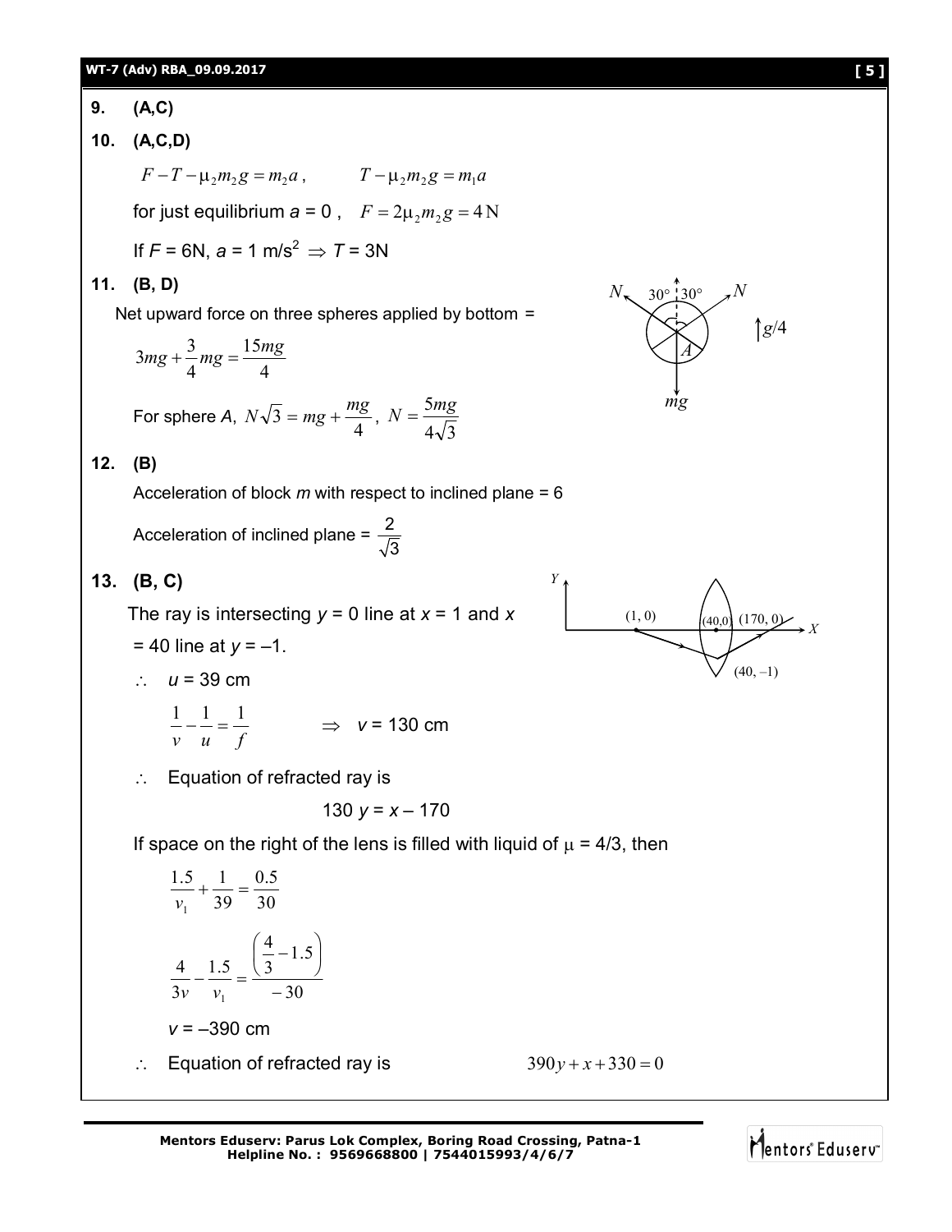**9.** **(A,C)**

**10.** **(A,C,D)**

$$F - T - \mu_2 m_2 g = m_2 a, \qquad T - \mu_2 m_2 g = m_1 a$$

for just equilibrium $a = 0$, $F = 2\mu_2 m_2 g = 4\,\text{N}$

If $F = 6$N, $a = 1$ m/s$^2$ $\Rightarrow T = 3$N

**11.** **(B, D)**

Net upward force on three spheres applied by bottom =

$$3mg + \frac{3}{4}mg = \frac{15mg}{4}$$

For sphere $A$, $N\sqrt{3} = mg + \frac{mg}{4}$, $N = \frac{5mg}{4\sqrt{3}}$

**12.** **(B)**

Acceleration of block $m$ with respect to inclined plane = 6

Acceleration of inclined plane = $\frac{2}{\sqrt{3}}$

**13.** **(B, C)**

The ray is intersecting $y = 0$ line at $x = 1$ and $x = 40$ line at $y = -1$.

$\therefore$ $u = 39$ cm

$$\frac{1}{v} - \frac{1}{u} = \frac{1}{f} \qquad \Rightarrow \quad v = 130 \text{ cm}$$

$\therefore$ Equation of refracted ray is

$$130\,y = x - 170$$

If space on the right of the lens is filled with liquid of $\mu = 4/3$, then

$$\frac{1.5}{v_1} + \frac{1}{39} = \frac{0.5}{30}$$

$$\frac{4}{3v} - \frac{1.5}{v_1} = \frac{\left(\frac{4}{3} - 1.5\right)}{-30}$$

$v = -390$ cm

$\therefore$ Equation of refracted ray is $\quad 390y + x + 330 = 0$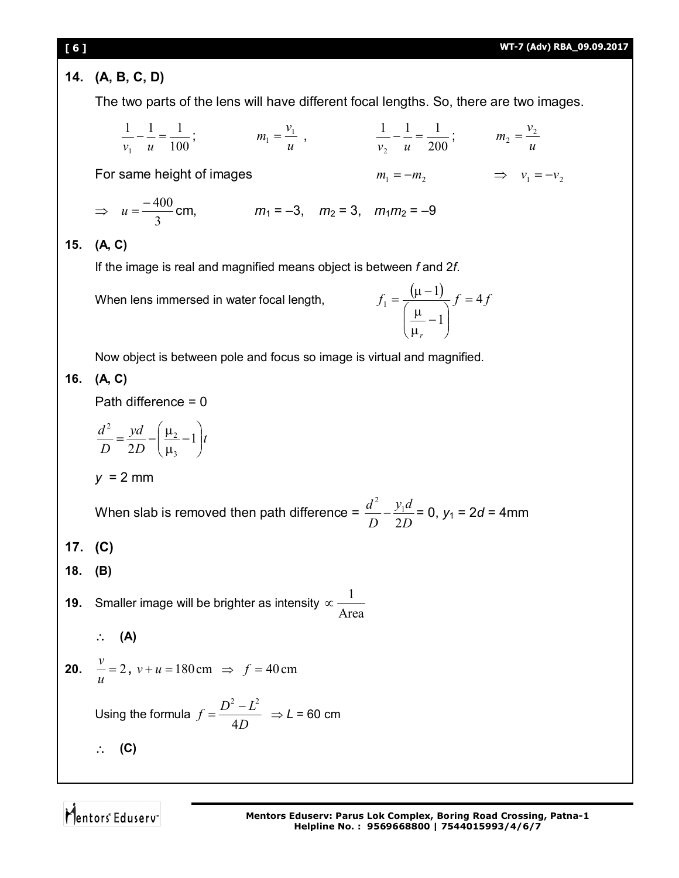**14. (A, B, C, D)**

The two parts of the lens will have different focal lengths. So, there are two images.

$$\frac{1}{v_1} - \frac{1}{u} = \frac{1}{100}; \qquad m_1 = \frac{v_1}{u}, \qquad \frac{1}{v_2} - \frac{1}{u} = \frac{1}{200}; \qquad m_2 = \frac{v_2}{u}$$

For same height of images $\quad m_1 = -m_2 \quad \Rightarrow \quad v_1 = -v_2$

$\Rightarrow \quad u = \dfrac{-400}{3}$ cm, $\qquad m_1 = -3, \quad m_2 = 3, \quad m_1 m_2 = -9$

**15. (A, C)**

If the image is real and magnified means object is between $f$ and $2f$.

When lens immersed in water focal length, $\qquad f_1 = \dfrac{(\mu - 1)}{\left(\dfrac{\mu}{\mu_r} - 1\right)} f = 4f$

Now object is between pole and focus so image is virtual and magnified.

**16. (A, C)**

Path difference = 0

$$\frac{d^2}{D} = \frac{yd}{2D} - \left(\frac{\mu_2}{\mu_3} - 1\right)t$$

$y$ = 2 mm

When slab is removed then path difference = $\dfrac{d^2}{D} - \dfrac{y_1 d}{2D}$ = 0, $y_1 = 2d$ = 4mm

**17. (C)**

**18. (B)**

**19.** Smaller image will be brighter as intensity $\propto \dfrac{1}{\text{Area}}$

$\therefore$ **(A)**

**20.** $\dfrac{v}{u} = 2$, $v + u = 180\,\text{cm} \Rightarrow f = 40\,\text{cm}$

Using the formula $f = \dfrac{D^2 - L^2}{4D} \Rightarrow L$ = 60 cm

$\therefore$ **(C)**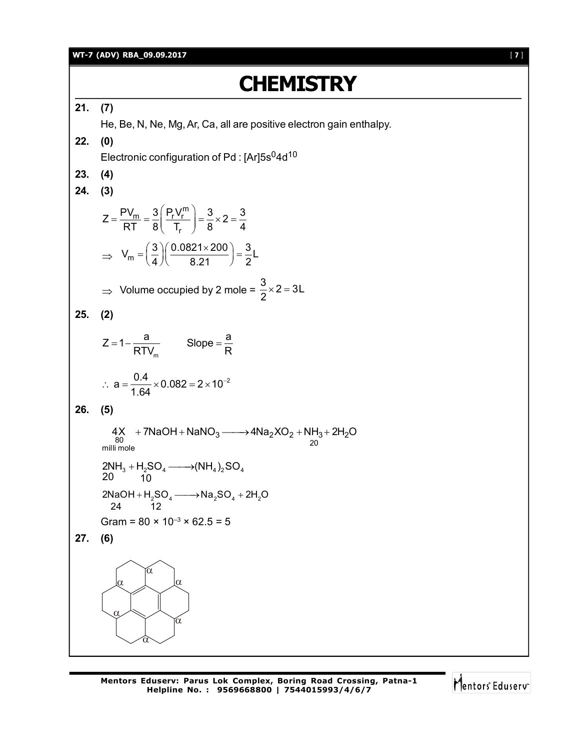# CHEMISTRY

**21. (7)**

He, Be, N, Ne, Mg, Ar, Ca, all are positive electron gain enthalpy.

**22. (0)**

Electronic configuration of Pd : $[Ar]5s^0 4d^{10}$

**23. (4)**

**24. (3)**

$$Z = \frac{PV_m}{RT} = \frac{3}{8}\left(\frac{P_r V_r^m}{T_r}\right) = \frac{3}{8} \times 2 = \frac{3}{4}$$

$$\Rightarrow \; V_m = \left(\frac{3}{4}\right)\left(\frac{0.0821 \times 200}{8.21}\right) = \frac{3}{2}L$$

$\Rightarrow$ Volume occupied by 2 mole = $\frac{3}{2} \times 2 = 3L$

**25. (2)**

$$Z = 1 - \frac{a}{RTV_m} \qquad \text{Slope} = \frac{a}{R}$$

$$\therefore \; a = \frac{0.4}{1.64} \times 0.082 = 2 \times 10^{-2}$$

**26. (5)**

$$\underset{\substack{80 \\ \text{milli mole}}}{4X} + 7NaOH + NaNO_3 \longrightarrow 4Na_2XO_2 + \underset{20}{NH_3} + 2H_2O$$

$$\underset{20}{2NH_3} + \underset{10}{H_2SO_4} \longrightarrow (NH_4)_2SO_4$$

$$\underset{24}{2NaOH} + \underset{12}{H_2SO_4} \longrightarrow Na_2SO_4 + 2H_2O$$

Gram = 80 × $10^{-3}$ × 62.5 = 5

**27. (6)**

(Structure: coronene-type fused hexagonal ring system with six positions marked $\alpha$)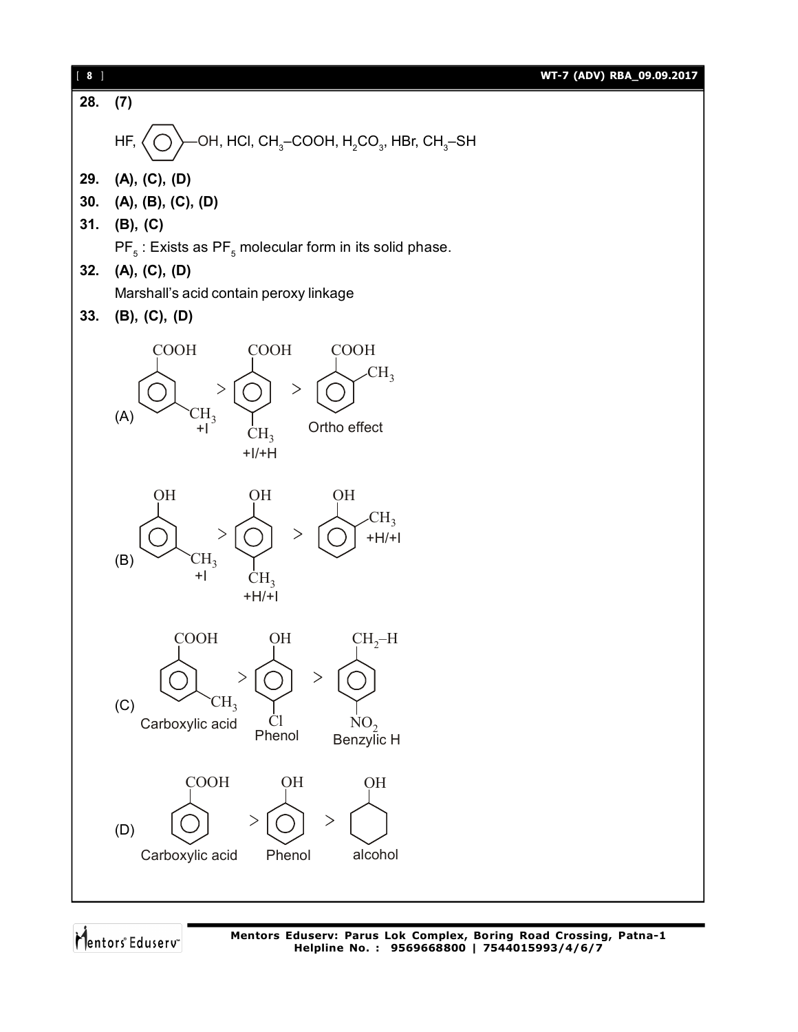**28. (7)**

HF, $C_6H_5$–OH, HCl, $CH_3$–COOH, $H_2CO_3$, HBr, $CH_3$–SH

**29. (A), (C), (D)**

**30. (A), (B), (C), (D)**

**31. (B), (C)**

$PF_5$ : Exists as $PF_5$ molecular form in its solid phase.

**32. (A), (C), (D)**

Marshall's acid contain peroxy linkage

**33. (B), (C), (D)**

(A) m-methylbenzoic acid (+I) > p-methylbenzoic acid (+I/+H) > o-methylbenzoic acid (Ortho effect)

(B) m-cresol (+I) > p-cresol (+H/+I) > o-cresol (+H/+I)

(C) m-methylbenzoic acid (Carboxylic acid) > p-chlorophenol (Phenol) > p-nitrotoluene, $CH_2$–H (Benzylic H)

(D) Benzoic acid (Carboxylic acid) > Phenol (Phenol) > Cyclohexanol (alcohol)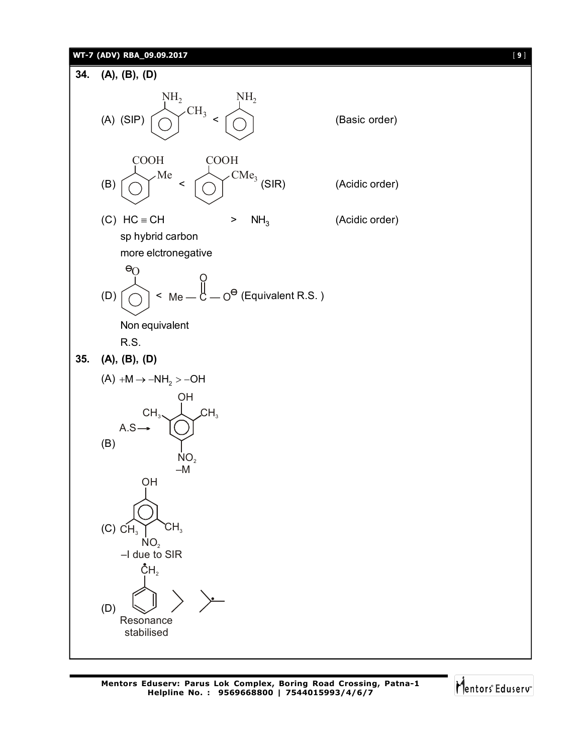**34. (A), (B), (D)**

(A) (SIP) o-toluidine ($NH_2$ with ortho $CH_3$) < aniline ($NH_2$) (Basic order)

(B) o-toluic acid (COOH with ortho Me) < o-tert-butylbenzoic acid (COOH with ortho $CMe_3$) (SIR) (Acidic order)

(C) $HC \equiv CH$ > $NH_3$ (Acidic order)

sp hybrid carbon

more elctronegative

(D) Phenoxide ($^{\ominus}O$ on benzene) < $Me — \overset{O}{\overset{||}{C}} — O^{\ominus}$ (Equivalent R.S. )

Non equivalent

R.S.

**35. (A), (B), (D)**

(A) $+M \rightarrow -NH_2 > -OH$

(B) A.S ⟶ 2,6-dimethyl-4-nitrophenol (OH with $CH_3$, $CH_3$ at ortho positions and $NO_2$ at para)

$NO_2$

–M

(C) 3,5-dimethyl-4-nitrophenol (OH; $CH_3$, $CH_3$ flanking $NO_2$)

–I due to SIR

(D) $\dot{C}H_2$ (benzyl radical) > isopropyl radical > tert-butyl radical

Resonance stabilised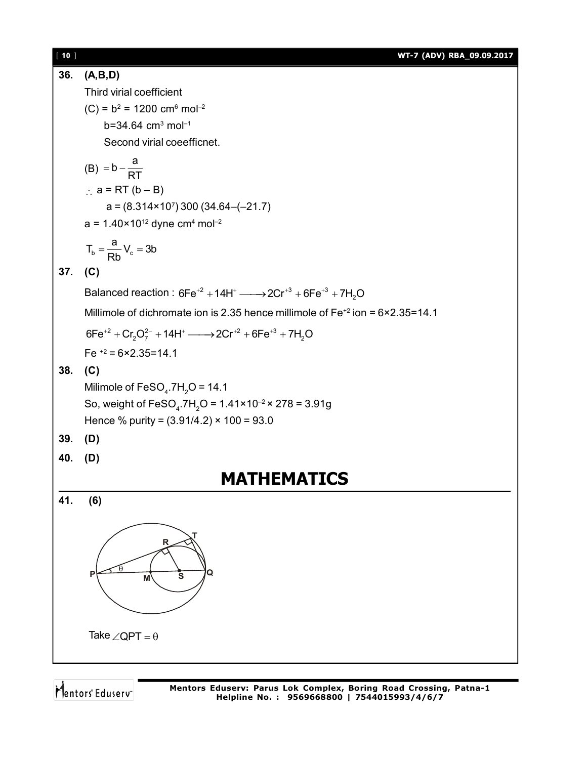**36. (A,B,D)**

Third virial coefficient

(C) = $b^2$ = 1200 $cm^6\ mol^{-2}$

$b = 34.64\ cm^3\ mol^{-1}$

Second virial coeefficnet.

$$(B) = b - \frac{a}{RT}$$

$\therefore$ a = RT (b – B)

a = $(8.314\times10^7)$ 300 (34.64–(–21.7))

a = $1.40\times10^{12}$ dyne $cm^4\ mol^{-2}$

$$T_b = \frac{a}{Rb} V_c = 3b$$

**37. (C)**

Balanced reaction : $6Fe^{+2} + 14H^+ \longrightarrow 2Cr^{+3} + 6Fe^{+3} + 7H_2O$

Millimole of dichromate ion is 2.35 hence millimole of $Fe^{+2}$ ion = 6×2.35=14.1

$$6Fe^{+2} + Cr_2O_7^{2-} + 14H^+ \longrightarrow 2Cr^{+2} + 6Fe^{+3} + 7H_2O$$

$Fe^{+2}$ = 6×2.35=14.1

**38. (C)**

Milimole of $FeSO_4.7H_2O$ = 14.1

So, weight of $FeSO_4.7H_2O$ = $1.41\times10^{-2}$ × 278 = 3.91g

Hence % purity = (3.91/4.2) × 100 = 93.0

**39. (D)**

**40. (D)**

# MATHEMATICS

**41. (6)**

Take $\angle QPT = \theta$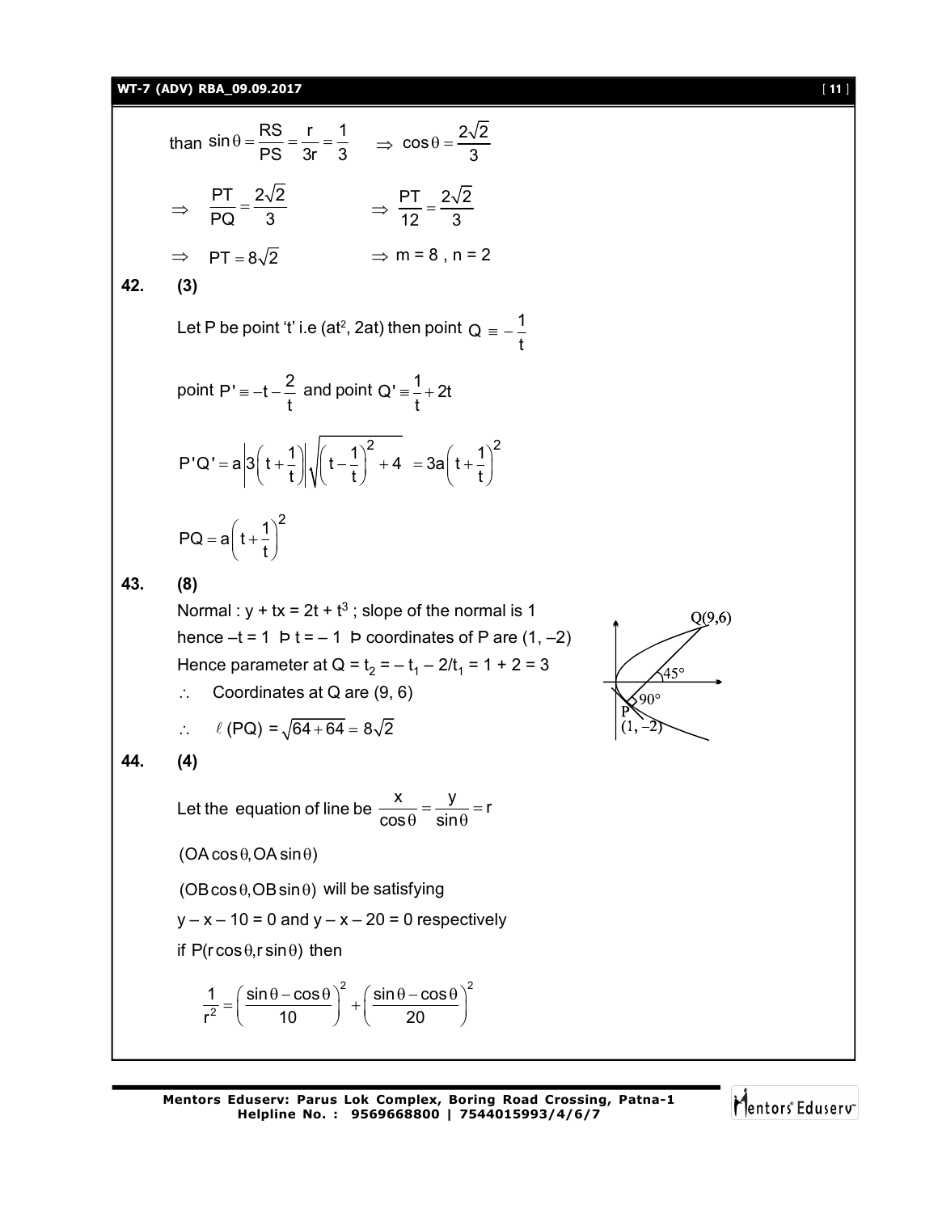than $\sin\theta = \frac{RS}{PS} = \frac{r}{3r} = \frac{1}{3}$ $\quad \Rightarrow \cos\theta = \frac{2\sqrt{2}}{3}$

$\Rightarrow \quad \frac{PT}{PQ} = \frac{2\sqrt{2}}{3}$ $\qquad \Rightarrow \frac{PT}{12} = \frac{2\sqrt{2}}{3}$

$\Rightarrow \quad PT = 8\sqrt{2}$ $\qquad \Rightarrow m = 8 , n = 2$

**42. (3)**

Let P be point 't' i.e $(at^2, 2at)$ then point $Q \equiv -\frac{1}{t}$

point $P' \equiv -t - \frac{2}{t}$ and point $Q' \equiv \frac{1}{t} + 2t$

$$P'Q' = a\left|3\left(t+\frac{1}{t}\right)\right|\sqrt{\left(t-\frac{1}{t}\right)^2+4} = 3a\left(t+\frac{1}{t}\right)^2$$

$$PQ = a\left(t+\frac{1}{t}\right)^2$$

**43. (8)**

Normal : $y + tx = 2t + t^3$ ; slope of the normal is 1

hence $-t = 1$ Þ $t = -1$ Þ coordinates of P are $(1, -2)$

Hence parameter at Q = $t_2 = -t_1 - 2/t_1 = 1 + 2 = 3$

$\therefore$ Coordinates at Q are (9, 6)

$\therefore \quad \ell\,(PQ) = \sqrt{64+64} = 8\sqrt{2}$

**44. (4)**

Let the equation of line be $\frac{x}{\cos\theta} = \frac{y}{\sin\theta} = r$

$(OA\cos\theta, OA\sin\theta)$

$(OB\cos\theta, OB\sin\theta)$ will be satisfying

$y - x - 10 = 0$ and $y - x - 20 = 0$ respectively

if $P(r\cos\theta, r\sin\theta)$ then

$$\frac{1}{r^2} = \left(\frac{\sin\theta-\cos\theta}{10}\right)^2 + \left(\frac{\sin\theta-\cos\theta}{20}\right)^2$$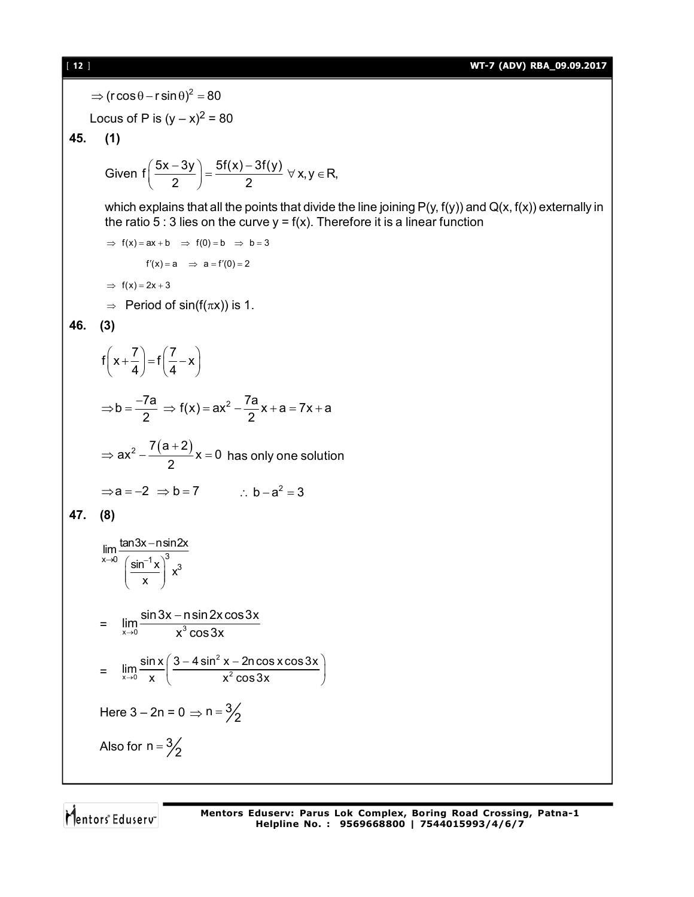$$\Rightarrow (r\cos\theta - r\sin\theta)^2 = 80$$

Locus of P is $(y - x)^2 = 80$

**45. (1)**

Given $f\left(\frac{5x-3y}{2}\right) = \frac{5f(x)-3f(y)}{2}\ \forall x, y \in R,$

which explains that all the points that divide the line joining P(y, f(y)) and Q(x, f(x)) externally in the ratio 5 : 3 lies on the curve y = f(x). Therefore it is a linear function

$\Rightarrow f(x) = ax + b \ \Rightarrow f(0) = b \ \Rightarrow b = 3$

$f'(x) = a \ \Rightarrow a = f'(0) = 2$

$\Rightarrow f(x) = 2x + 3$

$\Rightarrow$ Period of $\sin(f(\pi x))$ is 1.

**46. (3)**

$$f\left(x+\frac{7}{4}\right) = f\left(\frac{7}{4}-x\right)$$

$$\Rightarrow b = \frac{-7a}{2} \Rightarrow f(x) = ax^2 - \frac{7a}{2}x + a = 7x + a$$

$$\Rightarrow ax^2 - \frac{7(a+2)}{2}x = 0 \text{ has only one solution}$$

$$\Rightarrow a = -2 \Rightarrow b = 7 \qquad \therefore b - a^2 = 3$$

**47. (8)**

$$\lim_{x\to 0}\frac{\tan 3x - n\sin 2x}{\left(\frac{\sin^{-1}x}{x}\right)^3 x^3}$$

$$= \lim_{x\to 0}\frac{\sin 3x - n\sin 2x\cos 3x}{x^3\cos 3x}$$

$$= \lim_{x\to 0}\frac{\sin x}{x}\left(\frac{3 - 4\sin^2 x - 2n\cos x\cos 3x}{x^2\cos 3x}\right)$$

Here $3 - 2n = 0 \Rightarrow n = 3/2$

Also for $n = 3/2$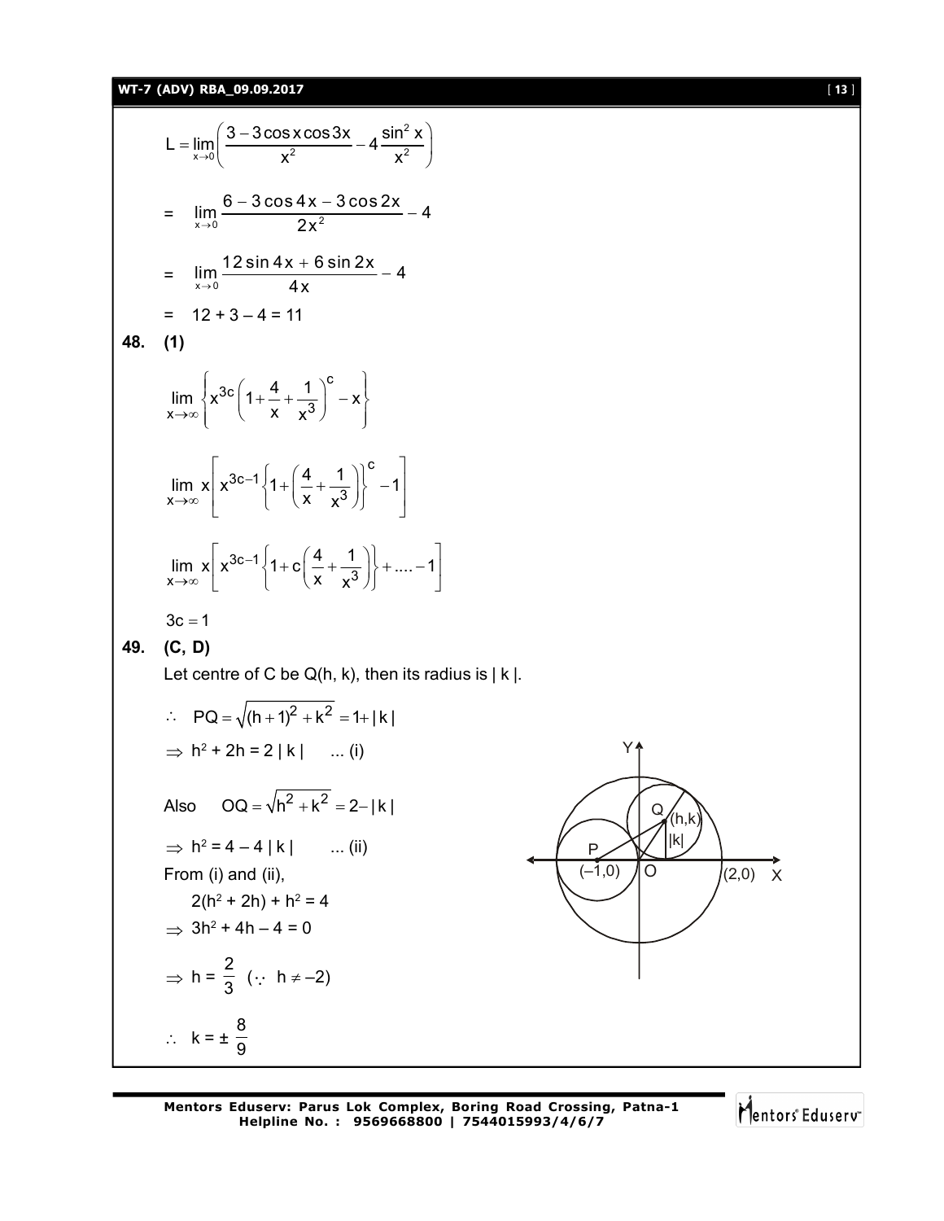$$L = \lim_{x\to 0}\left(\frac{3 - 3\cos x\cos 3x}{x^2} - 4\frac{\sin^2 x}{x^2}\right)$$

$$= \lim_{x\to 0}\frac{6 - 3\cos 4x - 3\cos 2x}{2x^2} - 4$$

$$= \lim_{x\to 0}\frac{12\sin 4x + 6\sin 2x}{4x} - 4$$

$$= 12 + 3 - 4 = 11$$

**48. (1)**

$$\lim_{x\to\infty}\left\{x^{3c}\left(1+\frac{4}{x}+\frac{1}{x^3}\right)^c - x\right\}$$

$$\lim_{x\to\infty} x\left[x^{3c-1}\left\{1+\left(\frac{4}{x}+\frac{1}{x^3}\right)\right\}^c - 1\right]$$

$$\lim_{x\to\infty} x\left[x^{3c-1}\left\{1+c\left(\frac{4}{x}+\frac{1}{x^3}\right)\right\} + .... - 1\right]$$

$$3c = 1$$

**49. (C, D)**

Let centre of C be Q(h, k), then its radius is | k |.

$\therefore \quad PQ = \sqrt{(h+1)^2 + k^2} = 1 + |k|$

$\Rightarrow h^2 + 2h = 2|k| \quad$ ... (i)

Also $\quad OQ = \sqrt{h^2 + k^2} = 2 - |k|$

$\Rightarrow h^2 = 4 - 4|k| \quad$ ... (ii)

From (i) and (ii),

$\quad 2(h^2 + 2h) + h^2 = 4$

$\Rightarrow 3h^2 + 4h - 4 = 0$

$\Rightarrow h = \dfrac{2}{3} \quad (\because h \neq -2)$

$\therefore \quad k = \pm\dfrac{8}{9}$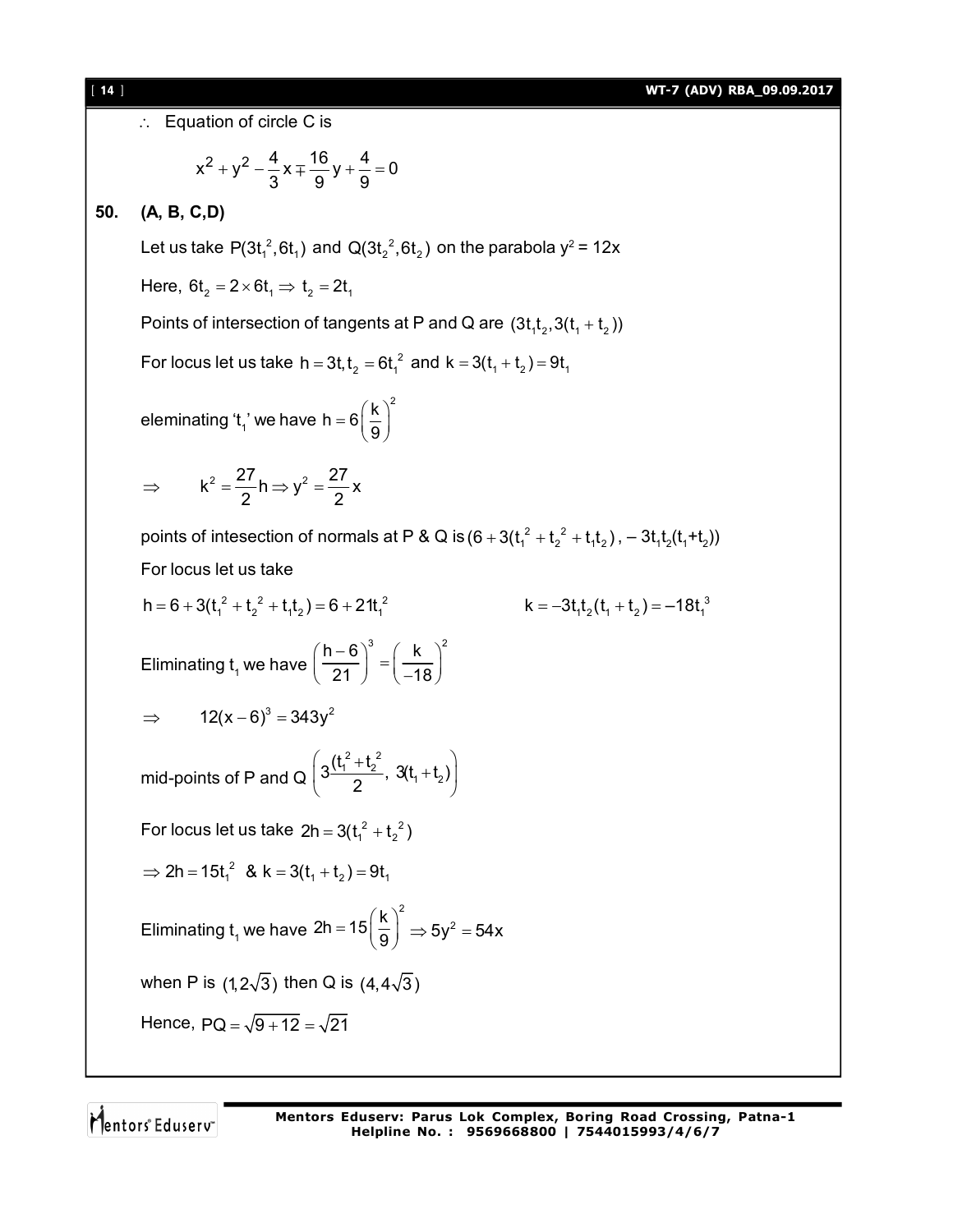$\therefore$ Equation of circle C is

$$x^2 + y^2 - \frac{4}{3}x \mp \frac{16}{9}y + \frac{4}{9} = 0$$

**50. (A, B, C,D)**

Let us take $P(3t_1^2, 6t_1)$ and $Q(3t_2^2, 6t_2)$ on the parabola $y^2 = 12x$

Here, $6t_2 = 2 \times 6t_1 \Rightarrow t_2 = 2t_1$

Points of intersection of tangents at P and Q are $(3t_1t_2, 3(t_1 + t_2))$

For locus let us take $h = 3t_1t_2 = 6t_1^2$ and $k = 3(t_1 + t_2) = 9t_1$

eleminating '$t_1$' we have $h = 6\left(\frac{k}{9}\right)^2$

$$\Rightarrow \quad k^2 = \frac{27}{2}h \Rightarrow y^2 = \frac{27}{2}x$$

points of intesection of normals at P & Q is $(6 + 3(t_1^2 + t_2^2 + t_1t_2), -3t_1t_2(t_1+t_2))$

For locus let us take

$$h = 6 + 3(t_1^2 + t_2^2 + t_1t_2) = 6 + 21t_1^2 \qquad k = -3t_1t_2(t_1 + t_2) = -18t_1^3$$

Eliminating $t_1$ we have $\left(\frac{h-6}{21}\right)^3 = \left(\frac{k}{-18}\right)^2$

$$\Rightarrow \quad 12(x-6)^3 = 343y^2$$

mid-points of P and Q $\left(3\frac{(t_1^2 + t_2^2)}{2}, 3(t_1 + t_2)\right)$

For locus let us take $2h = 3(t_1^2 + t_2^2)$

$\Rightarrow 2h = 15t_1^2$ & $k = 3(t_1 + t_2) = 9t_1$

Eliminating $t_1$ we have $2h = 15\left(\frac{k}{9}\right)^2 \Rightarrow 5y^2 = 54x$

when P is $(1, 2\sqrt{3})$ then Q is $(4, 4\sqrt{3})$

Hence, $PQ = \sqrt{9 + 12} = \sqrt{21}$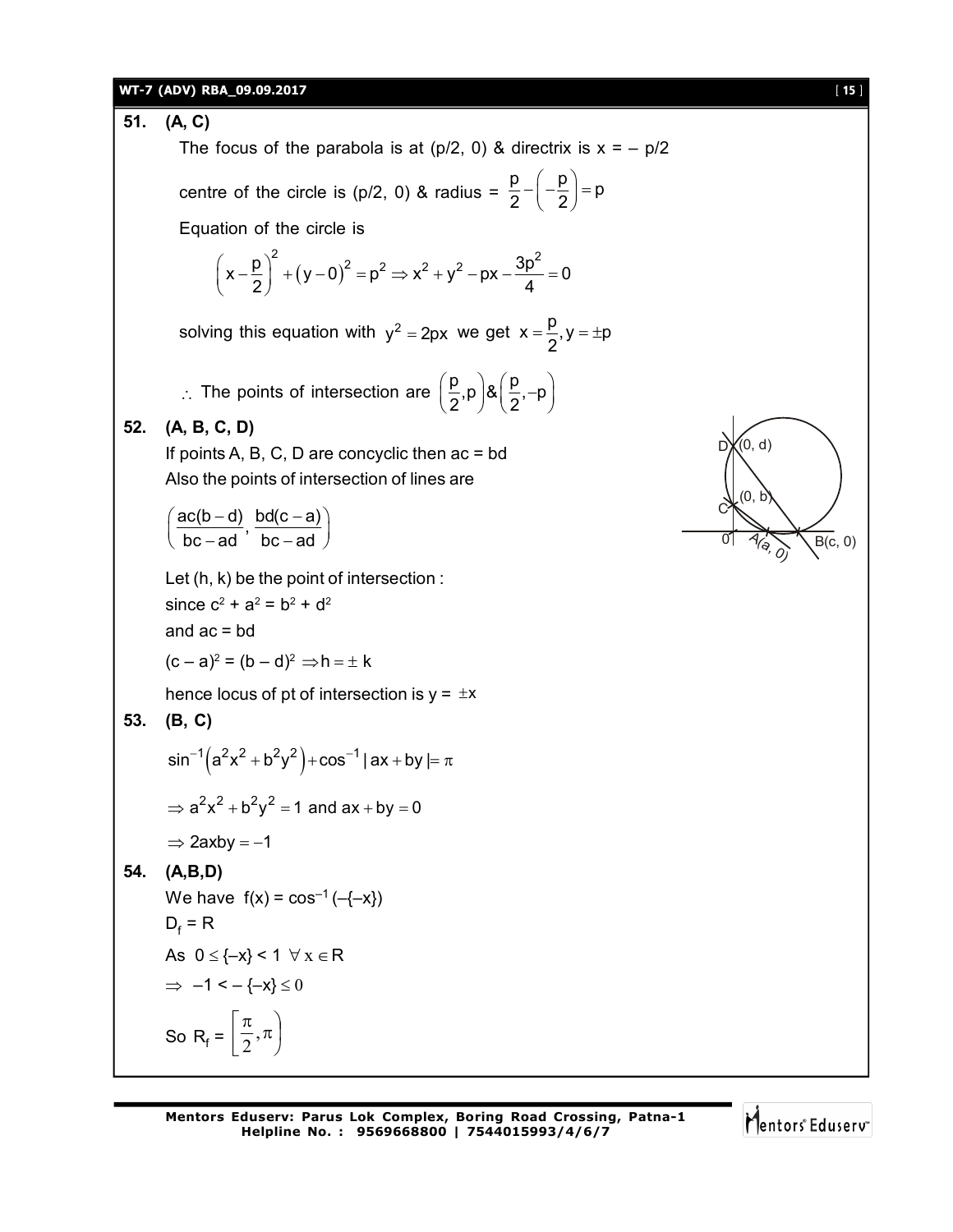**51. (A, C)**

The focus of the parabola is at (p/2, 0) & directrix is x = – p/2

centre of the circle is (p/2, 0) & radius = $\frac{p}{2} - \left(-\frac{p}{2}\right) = p$

Equation of the circle is

$$\left(x - \frac{p}{2}\right)^2 + (y - 0)^2 = p^2 \Rightarrow x^2 + y^2 - px - \frac{3p^2}{4} = 0$$

solving this equation with $y^2 = 2px$ we get $x = \frac{p}{2}, y = \pm p$

$\therefore$ The points of intersection are $\left(\frac{p}{2}, p\right) \& \left(\frac{p}{2}, -p\right)$

**52. (A, B, C, D)**

If points A, B, C, D are concyclic then ac = bd

Also the points of intersection of lines are

$$\left(\frac{ac(b-d)}{bc-ad}, \frac{bd(c-a)}{bc-ad}\right)$$

Let (h, k) be the point of intersection :

since $c^2 + a^2 = b^2 + d^2$

and ac = bd

$(c - a)^2 = (b - d)^2 \Rightarrow h = \pm k$

hence locus of pt of intersection is $y = \pm x$

**53. (B, C)**

$$\sin^{-1}\left(a^2x^2 + b^2y^2\right) + \cos^{-1}|ax + by| = \pi$$

$$\Rightarrow a^2x^2 + b^2y^2 = 1 \text{ and } ax + by = 0$$

$$\Rightarrow 2axby = -1$$

**54. (A,B,D)**

We have $f(x) = \cos^{-1}(-\{-x\})$

$D_f = R$

As $0 \le \{-x\} < 1 \ \forall x \in R$

$\Rightarrow -1 < -\{-x\} \le 0$

So $R_f = \left[\frac{\pi}{2}, \pi\right)$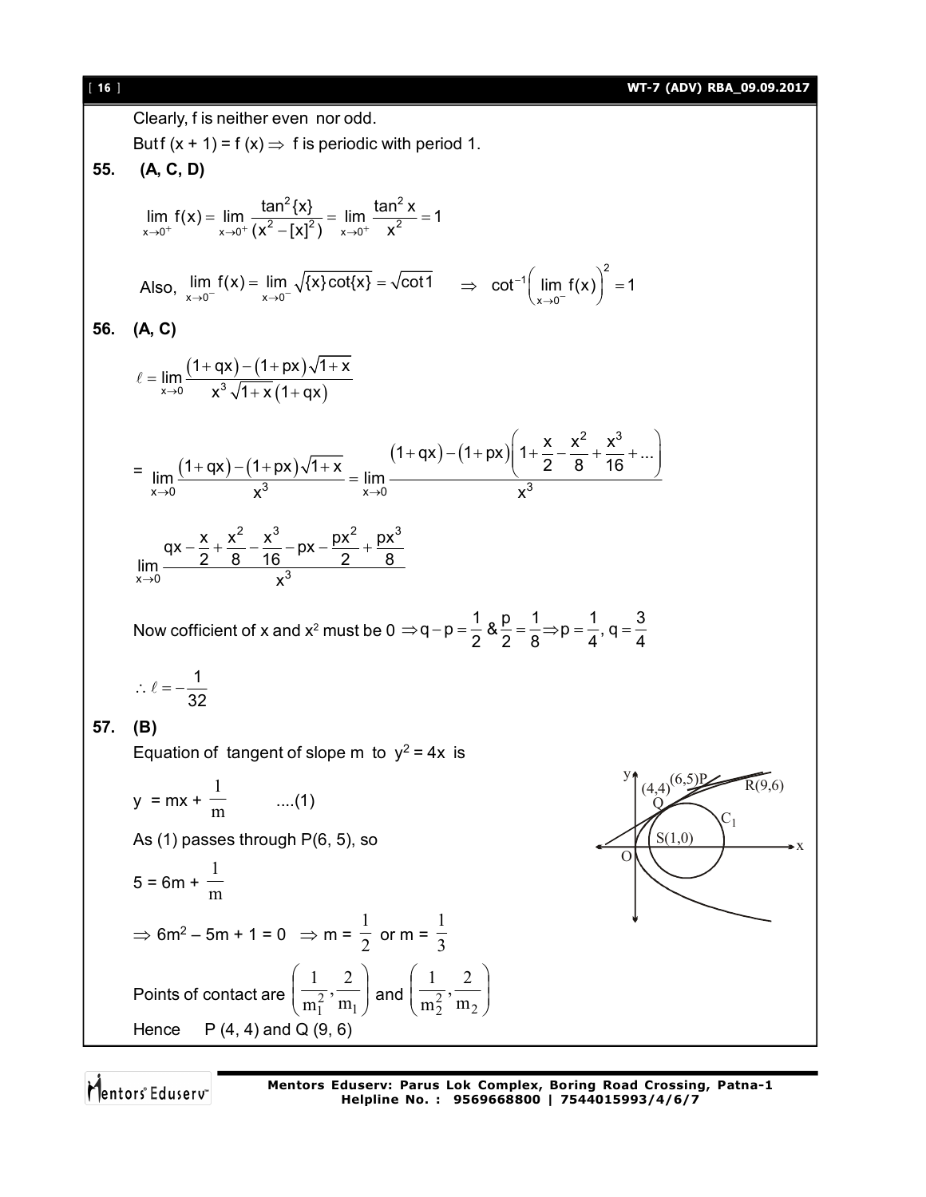Clearly, f is neither even nor odd.

But f (x + 1) = f (x) $\Rightarrow$ f is periodic with period 1.

**55. (A, C, D)**

$$\lim_{x\to 0^+} f(x) = \lim_{x\to 0^+} \frac{\tan^2\{x\}}{(x^2-[x]^2)} = \lim_{x\to 0^+} \frac{\tan^2 x}{x^2} = 1$$

Also, $\lim_{x\to 0^-} f(x) = \lim_{x\to 0^-} \sqrt{\{x\}\cot\{x\}} = \sqrt{\cot 1} \quad \Rightarrow \quad \cot^{-1}\left(\lim_{x\to 0^-} f(x)\right)^2 = 1$

**56. (A, C)**

$$\ell = \lim_{x\to 0} \frac{(1+qx)-(1+px)\sqrt{1+x}}{x^3\sqrt{1+x}(1+qx)}$$

$$= \lim_{x\to 0} \frac{(1+qx)-(1+px)\sqrt{1+x}}{x^3} = \lim_{x\to 0} \frac{(1+qx)-(1+px)\left(1+\frac{x}{2}-\frac{x^2}{8}+\frac{x^3}{16}+...\right)}{x^3}$$

$$\lim_{x\to 0} \frac{qx-\frac{x}{2}+\frac{x^2}{8}-\frac{x^3}{16}-px-\frac{px^2}{2}+\frac{px^3}{8}}{x^3}$$

Now cofficient of x and $x^2$ must be 0 $\Rightarrow q-p=\frac{1}{2}$ & $\frac{p}{2}=\frac{1}{8} \Rightarrow p=\frac{1}{4}, q=\frac{3}{4}$

$\therefore \ell = -\frac{1}{32}$

**57. (B)**

Equation of tangent of slope m to $y^2 = 4x$ is

$y = mx + \frac{1}{m}$ ....(1)

As (1) passes through P(6, 5), so

$5 = 6m + \frac{1}{m}$

$\Rightarrow 6m^2 - 5m + 1 = 0 \;\Rightarrow m = \frac{1}{2}$ or $m = \frac{1}{3}$

Points of contact are $\left(\frac{1}{m_1^2}, \frac{2}{m_1}\right)$ and $\left(\frac{1}{m_2^2}, \frac{2}{m_2}\right)$

Hence P (4, 4) and Q (9, 6)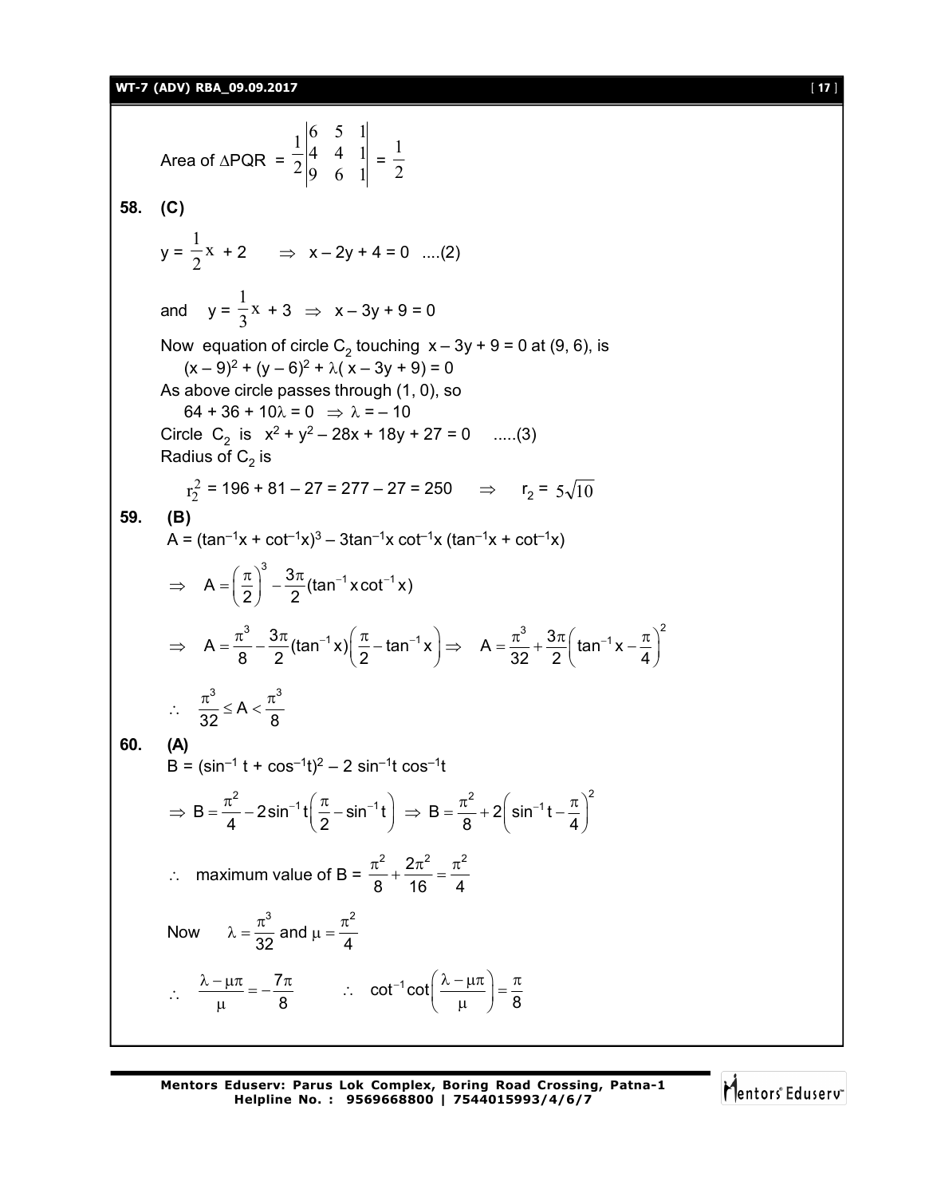Area of $\Delta$PQR = $\frac{1}{2}\begin{vmatrix} 6 & 5 & 1 \\ 4 & 4 & 1 \\ 9 & 6 & 1 \end{vmatrix} = \frac{1}{2}$

**58. (C)**

$y = \frac{1}{2}x + 2 \quad \Rightarrow \quad x - 2y + 4 = 0 \quad ....(2)$

and $\quad y = \frac{1}{3}x + 3 \quad \Rightarrow \quad x - 3y + 9 = 0$

Now equation of circle $C_2$ touching $x - 3y + 9 = 0$ at (9, 6), is

$(x - 9)^2 + (y - 6)^2 + \lambda(x - 3y + 9) = 0$

As above circle passes through (1, 0), so

$64 + 36 + 10\lambda = 0 \Rightarrow \lambda = -10$

Circle $C_2$ is $x^2 + y^2 - 28x + 18y + 27 = 0 \quad .....(3)$

Radius of $C_2$ is

$r_2^2 = 196 + 81 - 27 = 277 - 27 = 250 \quad \Rightarrow \quad r_2 = 5\sqrt{10}$

**59. (B)**

$A = (\tan^{-1}x + \cot^{-1}x)^3 - 3\tan^{-1}x\cot^{-1}x(\tan^{-1}x + \cot^{-1}x)$

$\Rightarrow \quad A = \left(\frac{\pi}{2}\right)^3 - \frac{3\pi}{2}(\tan^{-1}x\cot^{-1}x)$

$\Rightarrow \quad A = \frac{\pi^3}{8} - \frac{3\pi}{2}(\tan^{-1}x)\left(\frac{\pi}{2} - \tan^{-1}x\right) \Rightarrow \quad A = \frac{\pi^3}{32} + \frac{3\pi}{2}\left(\tan^{-1}x - \frac{\pi}{4}\right)^2$

$\therefore \quad \frac{\pi^3}{32} \le A < \frac{\pi^3}{8}$

**60. (A)**

$B = (\sin^{-1}t + \cos^{-1}t)^2 - 2\sin^{-1}t\cos^{-1}t$

$\Rightarrow B = \frac{\pi^2}{4} - 2\sin^{-1}t\left(\frac{\pi}{2} - \sin^{-1}t\right) \Rightarrow B = \frac{\pi^2}{8} + 2\left(\sin^{-1}t - \frac{\pi}{4}\right)^2$

$\therefore$ maximum value of B = $\frac{\pi^2}{8} + \frac{2\pi^2}{16} = \frac{\pi^2}{4}$

Now $\quad \lambda = \frac{\pi^3}{32}$ and $\mu = \frac{\pi^2}{4}$

$\therefore \quad \frac{\lambda - \mu\pi}{\mu} = -\frac{7\pi}{8} \qquad \therefore \quad \cot^{-1}\cot\left(\frac{\lambda - \mu\pi}{\mu}\right) = \frac{\pi}{8}$